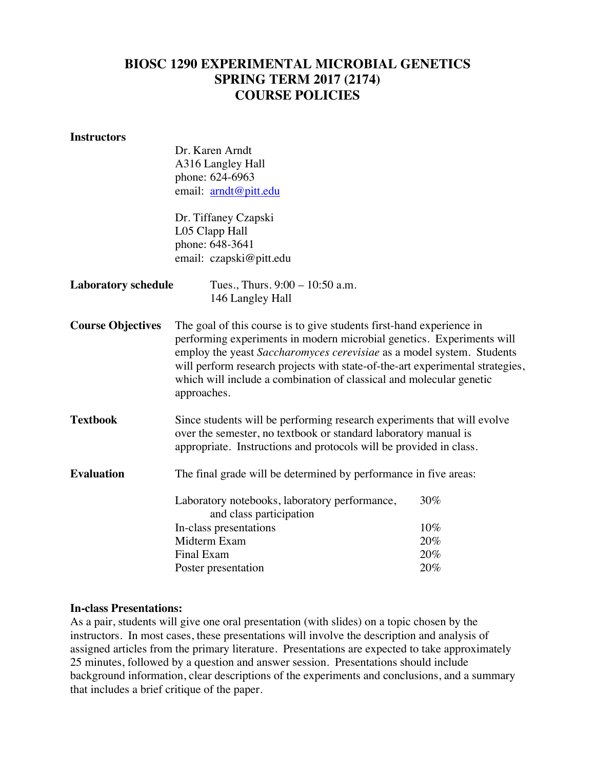# BIOSC 1290 EXPERIMENTAL MICROBIAL GENETICS
# SPRING TERM 2017 (2174)
# COURSE POLICIES

**Instructors**

Dr. Karen Arndt
A316 Langley Hall
phone: 624-6963
email: arndt@pitt.edu

Dr. Tiffaney Czapski
L05 Clapp Hall
phone: 648-3641
email: czapski@pitt.edu

**Laboratory schedule**

Tues., Thurs. 9:00 – 10:50 a.m.
146 Langley Hall

**Course Objectives**

The goal of this course is to give students first-hand experience in performing experiments in modern microbial genetics. Experiments will employ the yeast *Saccharomyces cerevisiae* as a model system. Students will perform research projects with state-of-the-art experimental strategies, which will include a combination of classical and molecular genetic approaches.

**Textbook**

Since students will be performing research experiments that will evolve over the semester, no textbook or standard laboratory manual is appropriate. Instructions and protocols will be provided in class.

**Evaluation**

The final grade will be determined by performance in five areas:

| | |
|---|---|
| Laboratory notebooks, laboratory performance, and class participation | 30% |
| In-class presentations | 10% |
| Midterm Exam | 20% |
| Final Exam | 20% |
| Poster presentation | 20% |

**In-class Presentations:**

As a pair, students will give one oral presentation (with slides) on a topic chosen by the instructors. In most cases, these presentations will involve the description and analysis of assigned articles from the primary literature. Presentations are expected to take approximately 25 minutes, followed by a question and answer session. Presentations should include background information, clear descriptions of the experiments and conclusions, and a summary that includes a brief critique of the paper.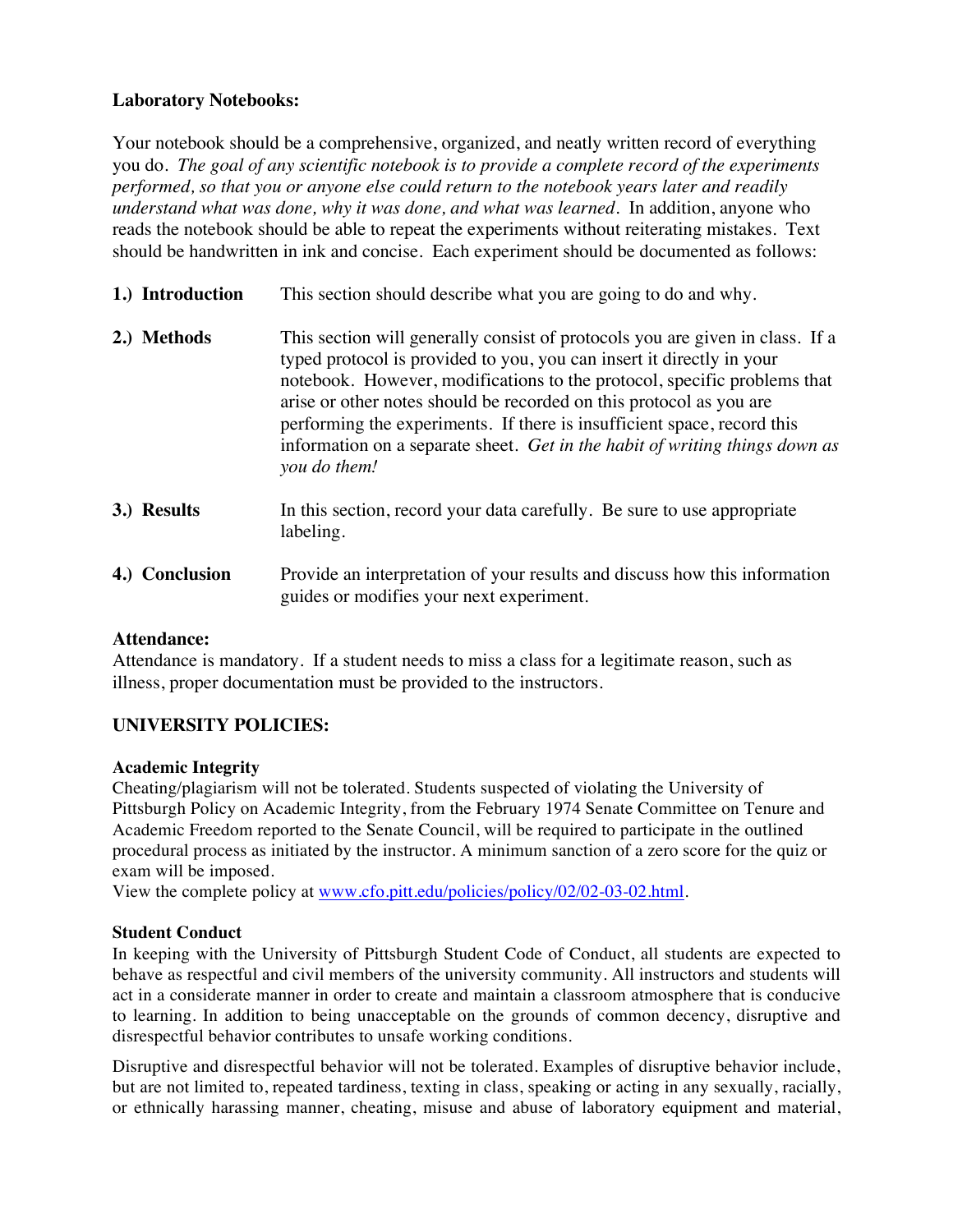**Laboratory Notebooks:**

Your notebook should be a comprehensive, organized, and neatly written record of everything you do. *The goal of any scientific notebook is to provide a complete record of the experiments performed, so that you or anyone else could return to the notebook years later and readily understand what was done, why it was done, and what was learned.* In addition, anyone who reads the notebook should be able to repeat the experiments without reiterating mistakes. Text should be handwritten in ink and concise. Each experiment should be documented as follows:

**1.) Introduction** This section should describe what you are going to do and why.

**2.) Methods** This section will generally consist of protocols you are given in class. If a typed protocol is provided to you, you can insert it directly in your notebook. However, modifications to the protocol, specific problems that arise or other notes should be recorded on this protocol as you are performing the experiments. If there is insufficient space, record this information on a separate sheet. *Get in the habit of writing things down as you do them!*

**3.) Results** In this section, record your data carefully. Be sure to use appropriate labeling.

**4.) Conclusion** Provide an interpretation of your results and discuss how this information guides or modifies your next experiment.

**Attendance:**
Attendance is mandatory. If a student needs to miss a class for a legitimate reason, such as illness, proper documentation must be provided to the instructors.

**UNIVERSITY POLICIES:**

**Academic Integrity**
Cheating/plagiarism will not be tolerated. Students suspected of violating the University of Pittsburgh Policy on Academic Integrity, from the February 1974 Senate Committee on Tenure and Academic Freedom reported to the Senate Council, will be required to participate in the outlined procedural process as initiated by the instructor. A minimum sanction of a zero score for the quiz or exam will be imposed.
View the complete policy at www.cfo.pitt.edu/policies/policy/02/02-03-02.html.

**Student Conduct**
In keeping with the University of Pittsburgh Student Code of Conduct, all students are expected to behave as respectful and civil members of the university community. All instructors and students will act in a considerate manner in order to create and maintain a classroom atmosphere that is conducive to learning. In addition to being unacceptable on the grounds of common decency, disruptive and disrespectful behavior contributes to unsafe working conditions.

Disruptive and disrespectful behavior will not be tolerated. Examples of disruptive behavior include, but are not limited to, repeated tardiness, texting in class, speaking or acting in any sexually, racially, or ethnically harassing manner, cheating, misuse and abuse of laboratory equipment and material,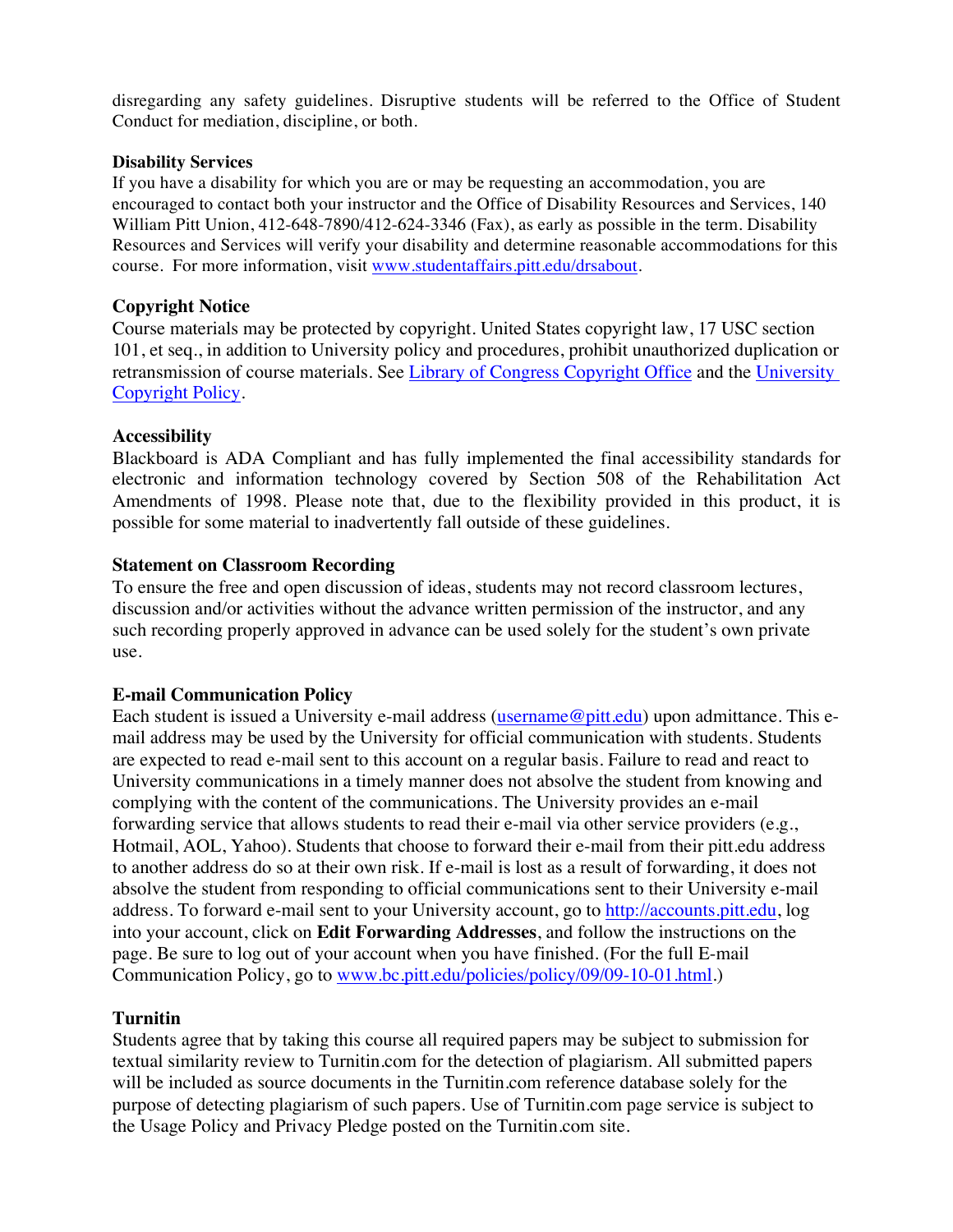disregarding any safety guidelines. Disruptive students will be referred to the Office of Student Conduct for mediation, discipline, or both.

**Disability Services**

If you have a disability for which you are or may be requesting an accommodation, you are encouraged to contact both your instructor and the Office of Disability Resources and Services, 140 William Pitt Union, 412-648-7890/412-624-3346 (Fax), as early as possible in the term. Disability Resources and Services will verify your disability and determine reasonable accommodations for this course. For more information, visit www.studentaffairs.pitt.edu/drsabout.

**Copyright Notice**

Course materials may be protected by copyright. United States copyright law, 17 USC section 101, et seq., in addition to University policy and procedures, prohibit unauthorized duplication or retransmission of course materials. See Library of Congress Copyright Office and the University Copyright Policy.

**Accessibility**

Blackboard is ADA Compliant and has fully implemented the final accessibility standards for electronic and information technology covered by Section 508 of the Rehabilitation Act Amendments of 1998. Please note that, due to the flexibility provided in this product, it is possible for some material to inadvertently fall outside of these guidelines.

**Statement on Classroom Recording**

To ensure the free and open discussion of ideas, students may not record classroom lectures, discussion and/or activities without the advance written permission of the instructor, and any such recording properly approved in advance can be used solely for the student's own private use.

**E-mail Communication Policy**

Each student is issued a University e-mail address (username@pitt.edu) upon admittance. This e-mail address may be used by the University for official communication with students. Students are expected to read e-mail sent to this account on a regular basis. Failure to read and react to University communications in a timely manner does not absolve the student from knowing and complying with the content of the communications. The University provides an e-mail forwarding service that allows students to read their e-mail via other service providers (e.g., Hotmail, AOL, Yahoo). Students that choose to forward their e-mail from their pitt.edu address to another address do so at their own risk. If e-mail is lost as a result of forwarding, it does not absolve the student from responding to official communications sent to their University e-mail address. To forward e-mail sent to your University account, go to http://accounts.pitt.edu, log into your account, click on **Edit Forwarding Addresses**, and follow the instructions on the page. Be sure to log out of your account when you have finished. (For the full E-mail Communication Policy, go to www.bc.pitt.edu/policies/policy/09/09-10-01.html.)

**Turnitin**

Students agree that by taking this course all required papers may be subject to submission for textual similarity review to Turnitin.com for the detection of plagiarism. All submitted papers will be included as source documents in the Turnitin.com reference database solely for the purpose of detecting plagiarism of such papers. Use of Turnitin.com page service is subject to the Usage Policy and Privacy Pledge posted on the Turnitin.com site.